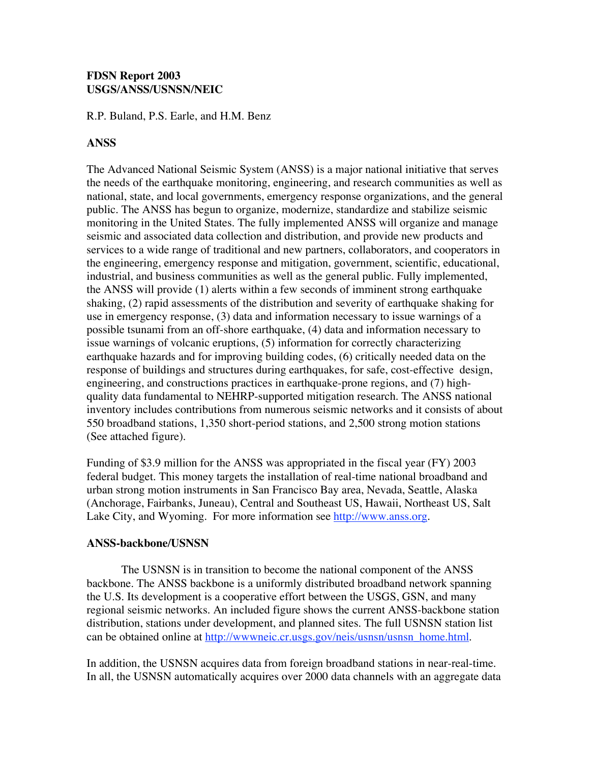**FDSN Report 2003**
**USGS/ANSS/USNSN/NEIC**

R.P. Buland, P.S. Earle, and H.M. Benz

## ANSS

The Advanced National Seismic System (ANSS) is a major national initiative that serves the needs of the earthquake monitoring, engineering, and research communities as well as national, state, and local governments, emergency response organizations, and the general public. The ANSS has begun to organize, modernize, standardize and stabilize seismic monitoring in the United States. The fully implemented ANSS will organize and manage seismic and associated data collection and distribution, and provide new products and services to a wide range of traditional and new partners, collaborators, and cooperators in the engineering, emergency response and mitigation, government, scientific, educational, industrial, and business communities as well as the general public. Fully implemented, the ANSS will provide (1) alerts within a few seconds of imminent strong earthquake shaking, (2) rapid assessments of the distribution and severity of earthquake shaking for use in emergency response, (3) data and information necessary to issue warnings of a possible tsunami from an off-shore earthquake, (4) data and information necessary to issue warnings of volcanic eruptions, (5) information for correctly characterizing earthquake hazards and for improving building codes, (6) critically needed data on the response of buildings and structures during earthquakes, for safe, cost-effective design, engineering, and constructions practices in earthquake-prone regions, and (7) high-quality data fundamental to NEHRP-supported mitigation research. The ANSS national inventory includes contributions from numerous seismic networks and it consists of about 550 broadband stations, 1,350 short-period stations, and 2,500 strong motion stations (See attached figure).

Funding of $3.9 million for the ANSS was appropriated in the fiscal year (FY) 2003 federal budget. This money targets the installation of real-time national broadband and urban strong motion instruments in San Francisco Bay area, Nevada, Seattle, Alaska (Anchorage, Fairbanks, Juneau), Central and Southeast US, Hawaii, Northeast US, Salt Lake City, and Wyoming. For more information see [http://www.anss.org](http://www.anss.org).

## ANSS-backbone/USNSN

The USNSN is in transition to become the national component of the ANSS backbone. The ANSS backbone is a uniformly distributed broadband network spanning the U.S. Its development is a cooperative effort between the USGS, GSN, and many regional seismic networks. An included figure shows the current ANSS-backbone station distribution, stations under development, and planned sites. The full USNSN station list can be obtained online at [http://wwwneic.cr.usgs.gov/neis/usnsn/usnsn_home.html](http://wwwneic.cr.usgs.gov/neis/usnsn/usnsn_home.html).

In addition, the USNSN acquires data from foreign broadband stations in near-real-time. In all, the USNSN automatically acquires over 2000 data channels with an aggregate data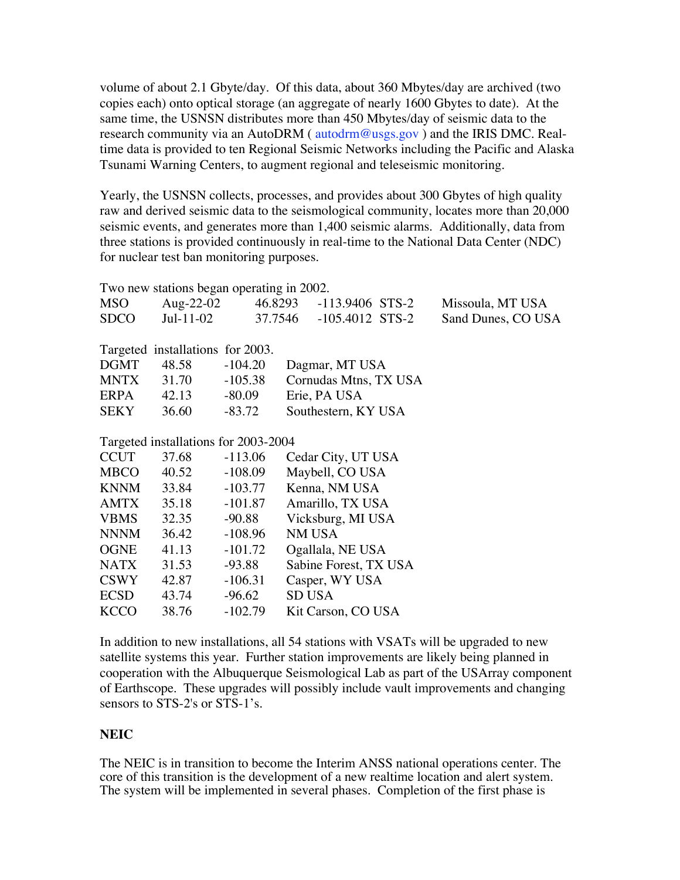volume of about 2.1 Gbyte/day. Of this data, about 360 Mbytes/day are archived (two copies each) onto optical storage (an aggregate of nearly 1600 Gbytes to date). At the same time, the USNSN distributes more than 450 Mbytes/day of seismic data to the research community via an AutoDRM ( autodrm@usgs.gov ) and the IRIS DMC. Real-time data is provided to ten Regional Seismic Networks including the Pacific and Alaska Tsunami Warning Centers, to augment regional and teleseismic monitoring.

Yearly, the USNSN collects, processes, and provides about 300 Gbytes of high quality raw and derived seismic data to the seismological community, locates more than 20,000 seismic events, and generates more than 1,400 seismic alarms. Additionally, data from three stations is provided continuously in real-time to the National Data Center (NDC) for nuclear test ban monitoring purposes.

Two new stations began operating in 2002.

| | | | | | |
|---|---|---|---|---|---|
| MSO | Aug-22-02 | 46.8293 | -113.9406 | STS-2 | Missoula, MT USA |
| SDCO | Jul-11-02 | 37.7546 | -105.4012 | STS-2 | Sand Dunes, CO USA |

Targeted installations for 2003.

| | | | |
|---|---|---|---|
| DGMT | 48.58 | -104.20 | Dagmar, MT USA |
| MNTX | 31.70 | -105.38 | Cornudas Mtns, TX USA |
| ERPA | 42.13 | -80.09 | Erie, PA USA |
| SEKY | 36.60 | -83.72 | Southestern, KY USA |

Targeted installations for 2003-2004

| | | | |
|---|---|---|---|
| CCUT | 37.68 | -113.06 | Cedar City, UT USA |
| MBCO | 40.52 | -108.09 | Maybell, CO USA |
| KNNM | 33.84 | -103.77 | Kenna, NM USA |
| AMTX | 35.18 | -101.87 | Amarillo, TX USA |
| VBMS | 32.35 | -90.88 | Vicksburg, MI USA |
| NNNM | 36.42 | -108.96 | NM USA |
| OGNE | 41.13 | -101.72 | Ogallala, NE USA |
| NATX | 31.53 | -93.88 | Sabine Forest, TX USA |
| CSWY | 42.87 | -106.31 | Casper, WY USA |
| ECSD | 43.74 | -96.62 | SD USA |
| KCCO | 38.76 | -102.79 | Kit Carson, CO USA |

In addition to new installations, all 54 stations with VSATs will be upgraded to new satellite systems this year. Further station improvements are likely being planned in cooperation with the Albuquerque Seismological Lab as part of the USArray component of Earthscope. These upgrades will possibly include vault improvements and changing sensors to STS-2's or STS-1's.

**NEIC**

The NEIC is in transition to become the Interim ANSS national operations center. The core of this transition is the development of a new realtime location and alert system. The system will be implemented in several phases. Completion of the first phase is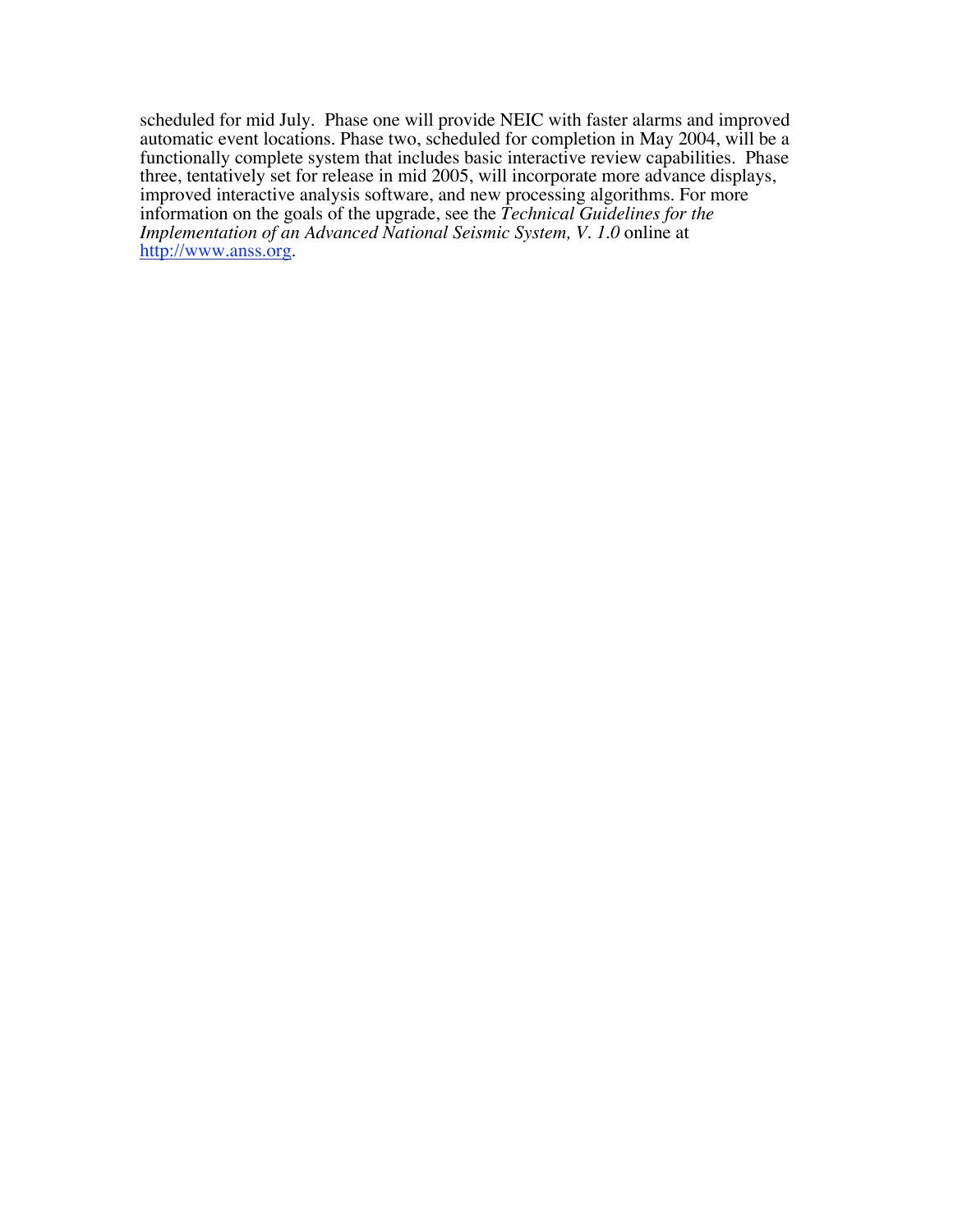scheduled for mid July. Phase one will provide NEIC with faster alarms and improved automatic event locations. Phase two, scheduled for completion in May 2004, will be a functionally complete system that includes basic interactive review capabilities. Phase three, tentatively set for release in mid 2005, will incorporate more advance displays, improved interactive analysis software, and new processing algorithms. For more information on the goals of the upgrade, see the *Technical Guidelines for the Implementation of an Advanced National Seismic System, V. 1.0* online at [http://www.anss.org](http://www.anss.org).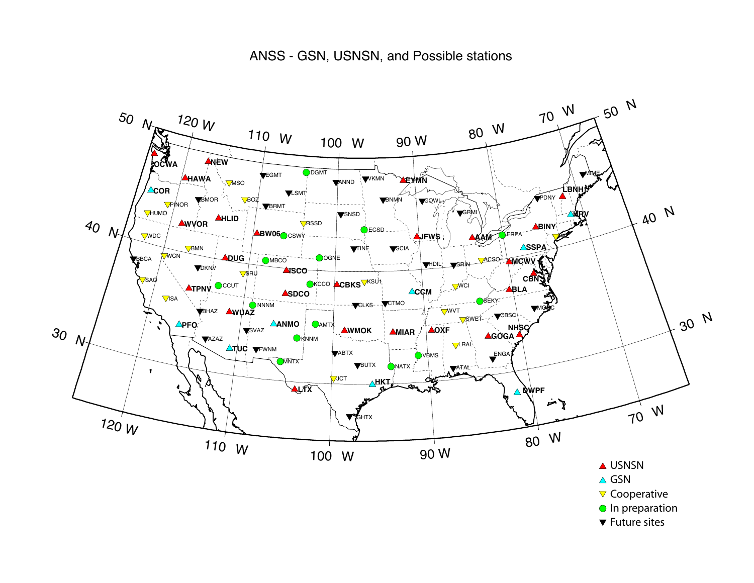ANSS - GSN, USNSN, and Possible stations

- ▲ USNSN
- ▲ GSN
- ▼ Cooperative
- ● In preparation
- ▼ Future sites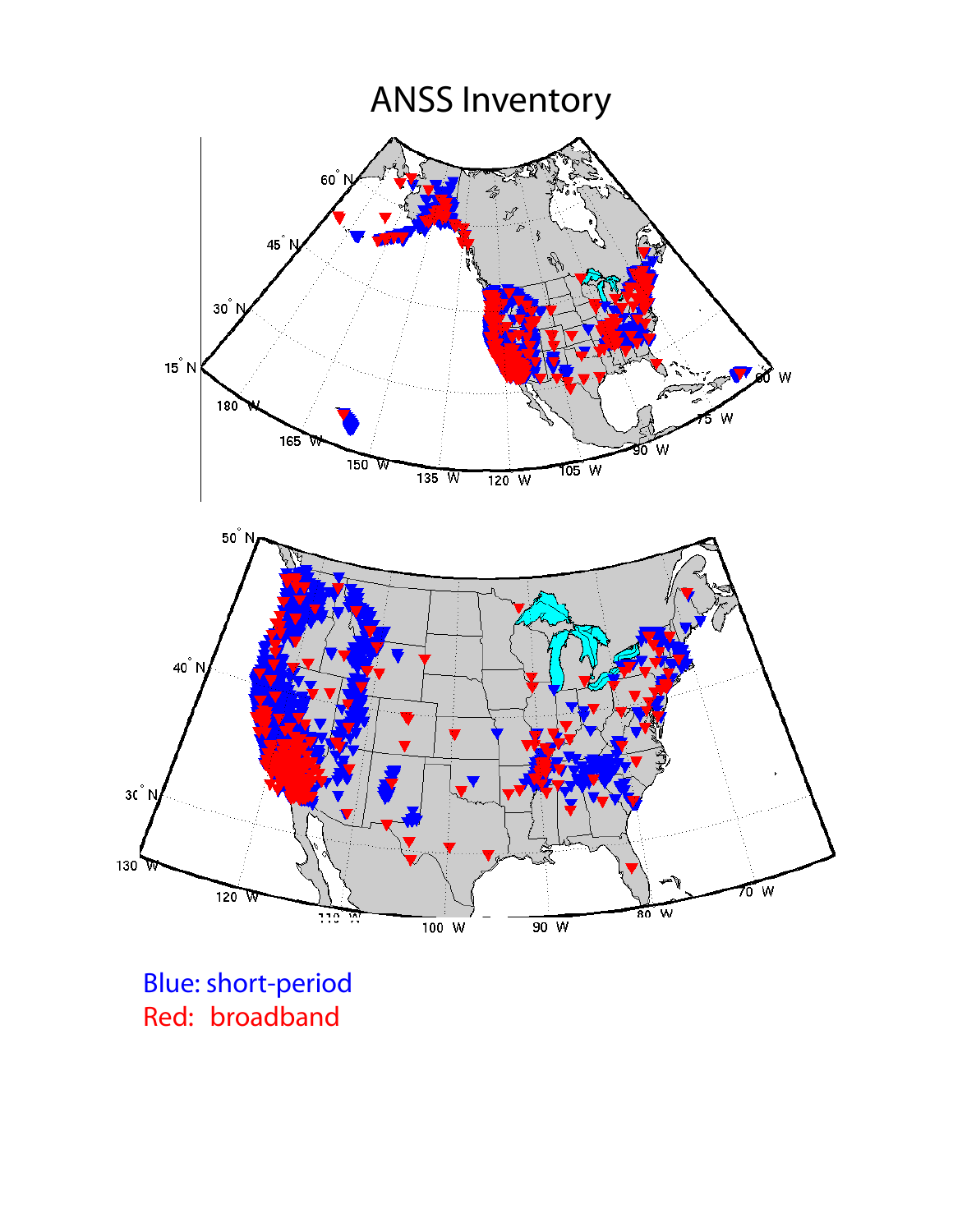# ANSS Inventory

60° N

45° N

30° N

15° N

180 W

165 W

150 W

135 W

120 W

105 W

90 W

75 W

60 W

50° N

40° N

30° N

130 W

120 W

110 W

100 W

90 W

80 W

70 W

Blue: short-period
Red: broadband